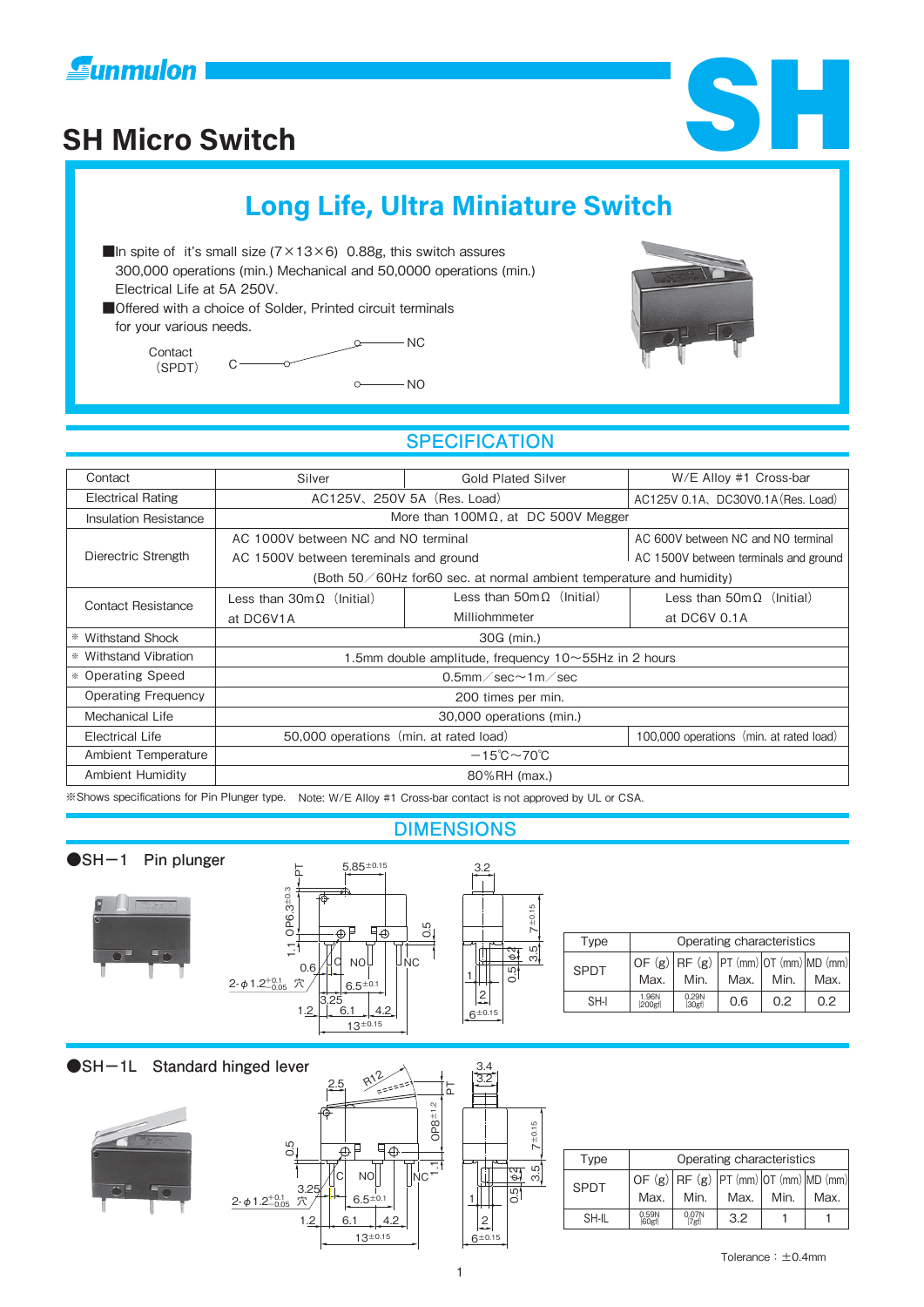# SH Micro Switch

## Long Life, Ultra Miniature Switch

- In spite of it's small size (7×13×6) 0.88g, this switch assures 300,000 operations (min.) Mechanical and 50,0000 operations (min.) Electrical Life at 5A 250V.
- Offered with a choice of Solder, Printed circuit terminals for your various needs.

Contact (SPDT): C — NC / NO

## SPECIFICATION

| Contact | Silver | Gold Plated Silver | W/E Alloy #1 Cross-bar |
|---|---|---|---|
| Electrical Rating | AC125V、250V 5A (Res. Load) | | AC125V 0.1A、DC30V0.1A (Res. Load) |
| Insulation Resistance | More than 100MΩ, at DC 500V Megger | | |
| Dierectric Strength | AC 1000V between NC and NO terminal<br>AC 1500V between tereminals and ground | | AC 600V between NC and NO terminal<br>AC 1500V between terminals and ground |
| | (Both 50/60Hz for60 sec. at normal ambient temperature and humidity) | | |
| Contact Resistance | Less than 30mΩ (Initial)<br>at DC6V1A | Less than 50mΩ (Initial)<br>Milliohmmeter | Less than 50mΩ (Initial)<br>at DC6V 0.1A |
| ※ Withstand Shock | 30G (min.) | | |
| ※ Withstand Vibration | 1.5mm double amplitude, frequency 10～55Hz in 2 hours | | |
| ※ Operating Speed | 0.5mm/sec～1m/sec | | |
| Operating Frequency | 200 times per min. | | |
| Mechanical Life | 30,000 operations (min.) | | |
| Electrical Life | 50,000 operations (min. at rated load) | | 100,000 operations (min. at rated load) |
| Ambient Temperature | −15℃～70℃ | | |
| Ambient Humidity | 80%RH (max.) | | |

※Shows specifications for Pin Plunger type. Note: W/E Alloy #1 Cross-bar contact is not approved by UL or CSA.

## DIMENSIONS

### ●SH−1 Pin plunger

| Type | Operating characteristics | | | | |
|---|---|---|---|---|---|
| SPDT | OF (g) Max. | RF (g) Min. | PT (mm) Max. | OT (mm) Min. | MD (mm) Max. |
| SH-I | 1.96N [200gf] | 0.29N [30gf] | 0.6 | 0.2 | 0.2 |

### ●SH−1L Standard hinged lever

| Type | Operating characteristics | | | | |
|---|---|---|---|---|---|
| SPDT | OF (g) Max. | RF (g) Min. | PT (mm) Max. | OT (mm) Min. | MD (mm) Max. |
| SH-IL | 0.59N [60gf] | 0.07N [7gf] | 3.2 | 1 | 1 |

Tolerance：±0.4mm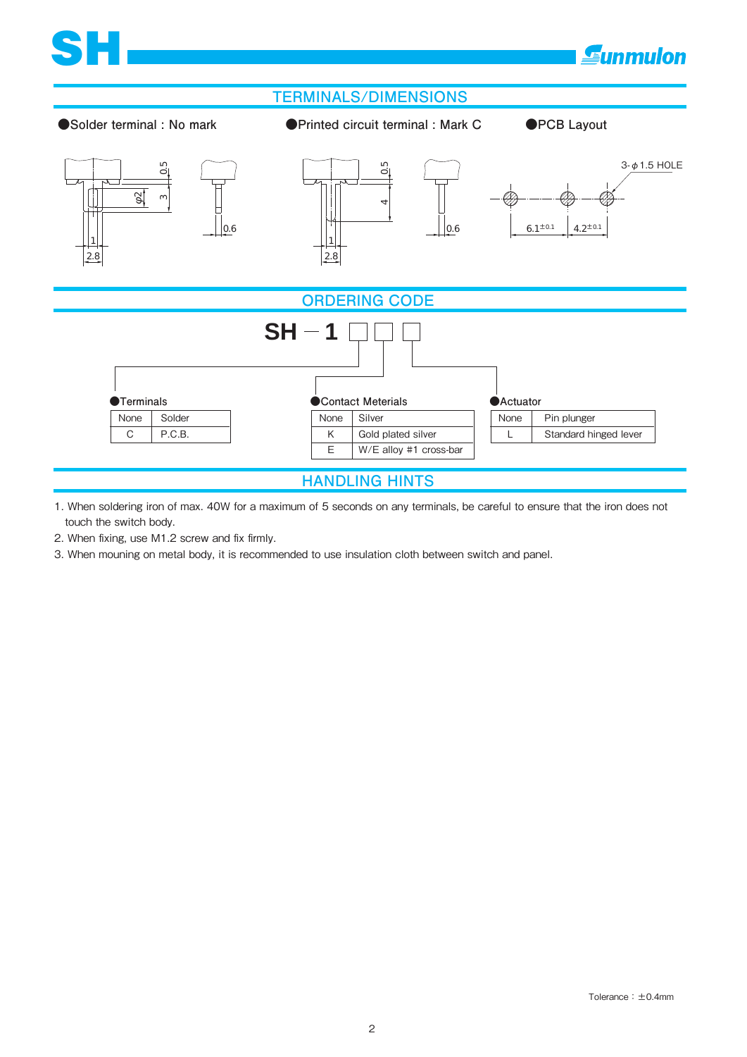## TERMINALS/DIMENSIONS

●Solder terminal : No mark

0.5
φ2
3
0.6
1
2.8

●Printed circuit terminal : Mark C

0.5
4
0.6
1
2.8

●PCB Layout

3-φ1.5 HOLE
$6.1^{\pm 0.1}$
$4.2^{\pm 0.1}$

## ORDERING CODE

**SH − 1 □ □ □**

●Terminals

| | |
|---|---|
| None | Solder |
| C | P.C.B. |

●Contact Meterials

| | |
|---|---|
| None | Silver |
| K | Gold plated silver |
| E | W/E alloy #1 cross-bar |

●Actuator

| | |
|---|---|
| None | Pin plunger |
| L | Standard hinged lever |

## HANDLING HINTS

1. When soldering iron of max. 40W for a maximum of 5 seconds on any terminals, be careful to ensure that the iron does not touch the switch body.
2. When fixing, use M1.2 screw and fix firmly.
3. When mouning on metal body, it is recommended to use insulation cloth between switch and panel.

Tolerance：±0.4mm